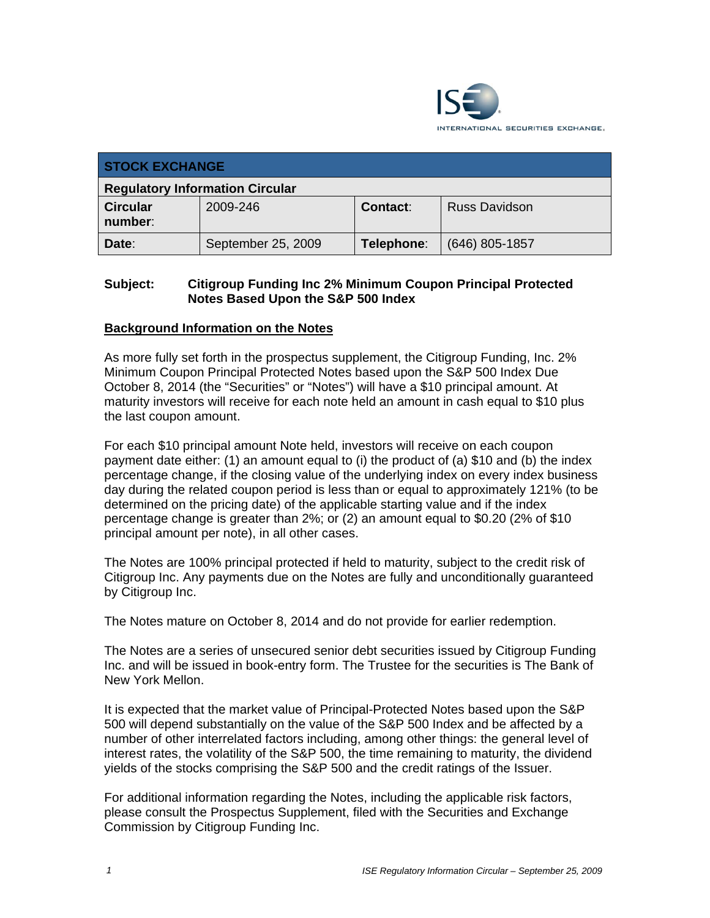ISE INTERNATIONAL SECURITIES EXCHANGE.

| STOCK EXCHANGE | | | |
|---|---|---|---|
| **Regulatory Information Circular** | | | |
| **Circular number:** | 2009-246 | **Contact:** | Russ Davidson |
| **Date:** | September 25, 2009 | **Telephone:** | (646) 805-1857 |

**Subject: Citigroup Funding Inc 2% Minimum Coupon Principal Protected Notes Based Upon the S&P 500 Index**

## Background Information on the Notes

As more fully set forth in the prospectus supplement, the Citigroup Funding, Inc. 2% Minimum Coupon Principal Protected Notes based upon the S&P 500 Index Due October 8, 2014 (the "Securities" or "Notes") will have a $10 principal amount. At maturity investors will receive for each note held an amount in cash equal to $10 plus the last coupon amount.

For each $10 principal amount Note held, investors will receive on each coupon payment date either: (1) an amount equal to (i) the product of (a) $10 and (b) the index percentage change, if the closing value of the underlying index on every index business day during the related coupon period is less than or equal to approximately 121% (to be determined on the pricing date) of the applicable starting value and if the index percentage change is greater than 2%; or (2) an amount equal to $0.20 (2% of $10 principal amount per note), in all other cases.

The Notes are 100% principal protected if held to maturity, subject to the credit risk of Citigroup Inc. Any payments due on the Notes are fully and unconditionally guaranteed by Citigroup Inc.

The Notes mature on October 8, 2014 and do not provide for earlier redemption.

The Notes are a series of unsecured senior debt securities issued by Citigroup Funding Inc. and will be issued in book-entry form. The Trustee for the securities is The Bank of New York Mellon.

It is expected that the market value of Principal-Protected Notes based upon the S&P 500 will depend substantially on the value of the S&P 500 Index and be affected by a number of other interrelated factors including, among other things: the general level of interest rates, the volatility of the S&P 500, the time remaining to maturity, the dividend yields of the stocks comprising the S&P 500 and the credit ratings of the Issuer.

For additional information regarding the Notes, including the applicable risk factors, please consult the Prospectus Supplement, filed with the Securities and Exchange Commission by Citigroup Funding Inc.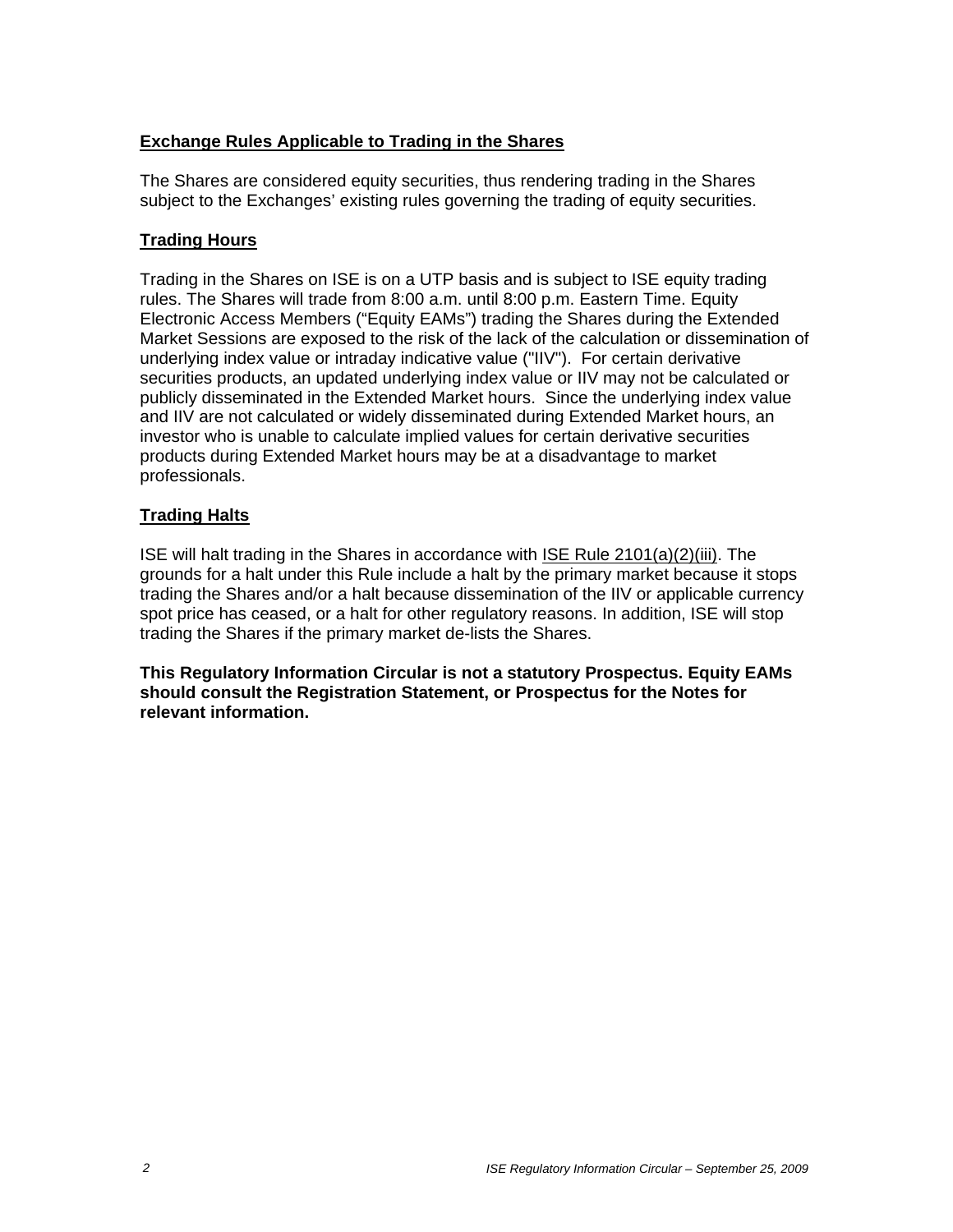**Exchange Rules Applicable to Trading in the Shares**

The Shares are considered equity securities, thus rendering trading in the Shares subject to the Exchanges' existing rules governing the trading of equity securities.

**Trading Hours**

Trading in the Shares on ISE is on a UTP basis and is subject to ISE equity trading rules. The Shares will trade from 8:00 a.m. until 8:00 p.m. Eastern Time. Equity Electronic Access Members ("Equity EAMs") trading the Shares during the Extended Market Sessions are exposed to the risk of the lack of the calculation or dissemination of underlying index value or intraday indicative value ("IIV"). For certain derivative securities products, an updated underlying index value or IIV may not be calculated or publicly disseminated in the Extended Market hours. Since the underlying index value and IIV are not calculated or widely disseminated during Extended Market hours, an investor who is unable to calculate implied values for certain derivative securities products during Extended Market hours may be at a disadvantage to market professionals.

**Trading Halts**

ISE will halt trading in the Shares in accordance with ISE Rule 2101(a)(2)(iii). The grounds for a halt under this Rule include a halt by the primary market because it stops trading the Shares and/or a halt because dissemination of the IIV or applicable currency spot price has ceased, or a halt for other regulatory reasons. In addition, ISE will stop trading the Shares if the primary market de-lists the Shares.

**This Regulatory Information Circular is not a statutory Prospectus. Equity EAMs should consult the Registration Statement, or Prospectus for the Notes for relevant information.**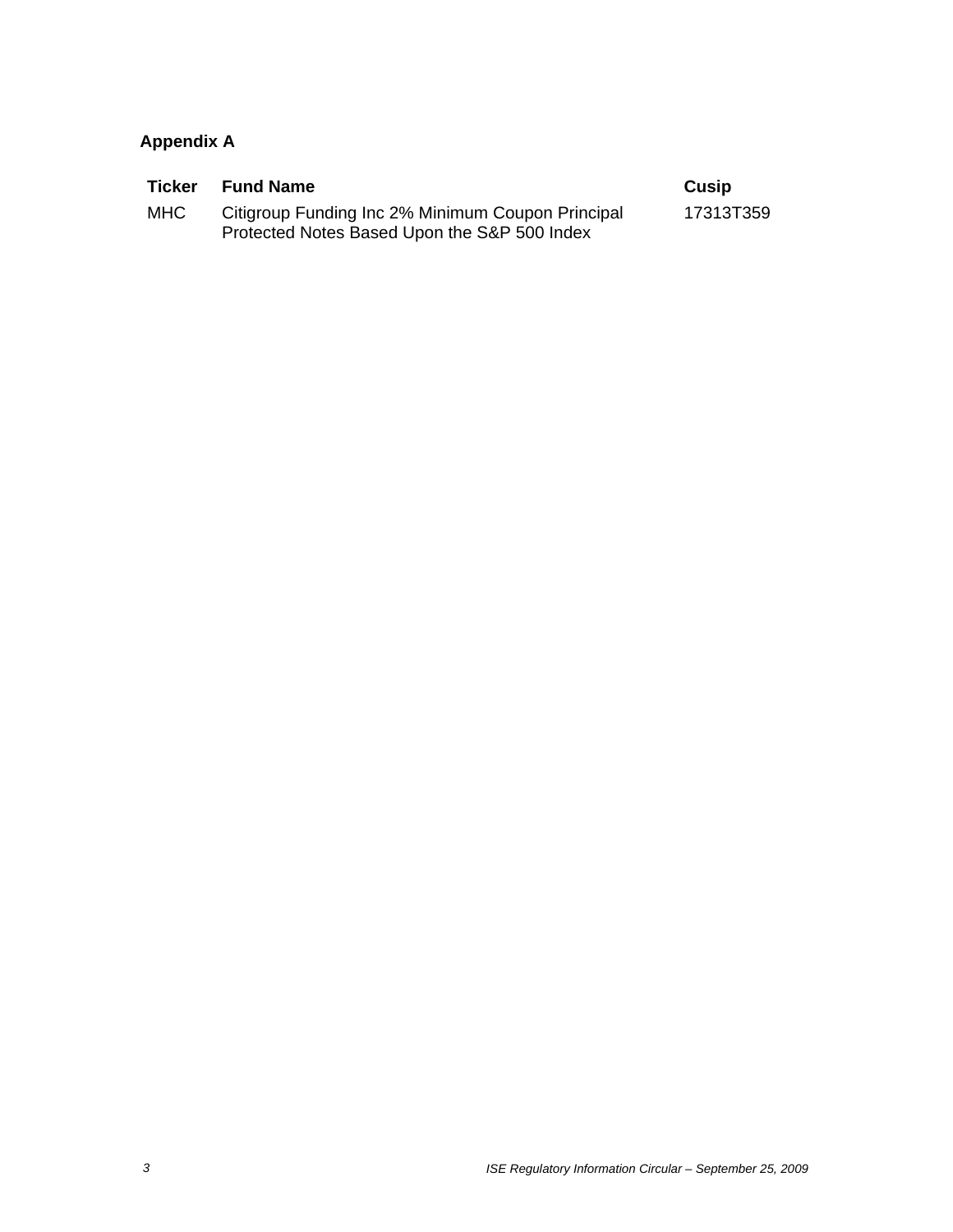**Appendix A**

| Ticker | Fund Name | Cusip |
| --- | --- | --- |
| MHC | Citigroup Funding Inc 2% Minimum Coupon Principal Protected Notes Based Upon the S&P 500 Index | 17313T359 |